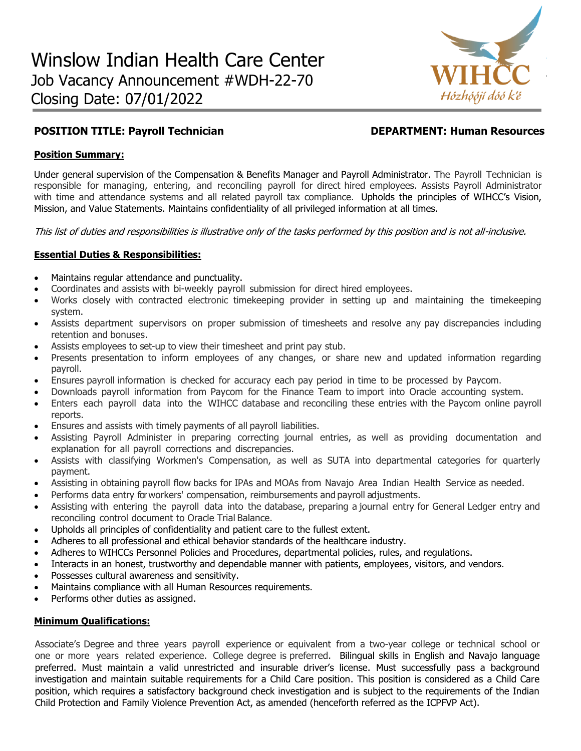# Winslow Indian Health Care Center

Job Vacancy Announcement #WDH-22-70

Closing Date: 07/01/2022

WIHCC

Hózhóójí dóó k'é

**POSITION TITLE: Payroll Technician** **DEPARTMENT: Human Resources**

**Position Summary:**

Under general supervision of the Compensation & Benefits Manager and Payroll Administrator. The Payroll Technician is responsible for managing, entering, and reconciling payroll for direct hired employees. Assists Payroll Administrator with time and attendance systems and all related payroll tax compliance. Upholds the principles of WIHCC's Vision, Mission, and Value Statements. Maintains confidentiality of all privileged information at all times.

*This list of duties and responsibilities is illustrative only of the tasks performed by this position and is not all-inclusive.*

**Essential Duties & Responsibilities:**

- Maintains regular attendance and punctuality.
- Coordinates and assists with bi-weekly payroll submission for direct hired employees.
- Works closely with contracted electronic timekeeping provider in setting up and maintaining the timekeeping system.
- Assists department supervisors on proper submission of timesheets and resolve any pay discrepancies including retention and bonuses.
- Assists employees to set-up to view their timesheet and print pay stub.
- Presents presentation to inform employees of any changes, or share new and updated information regarding payroll.
- Ensures payroll information is checked for accuracy each pay period in time to be processed by Paycom.
- Downloads payroll information from Paycom for the Finance Team to import into Oracle accounting system.
- Enters each payroll data into the WIHCC database and reconciling these entries with the Paycom online payroll reports.
- Ensures and assists with timely payments of all payroll liabilities.
- Assisting Payroll Administer in preparing correcting journal entries, as well as providing documentation and explanation for all payroll corrections and discrepancies.
- Assists with classifying Workmen's Compensation, as well as SUTA into departmental categories for quarterly payment.
- Assisting in obtaining payroll flow backs for IPAs and MOAs from Navajo Area Indian Health Service as needed.
- Performs data entry for workers' compensation, reimbursements and payroll adjustments.
- Assisting with entering the payroll data into the database, preparing a journal entry for General Ledger entry and reconciling control document to Oracle Trial Balance.
- Upholds all principles of confidentiality and patient care to the fullest extent.
- Adheres to all professional and ethical behavior standards of the healthcare industry.
- Adheres to WIHCCs Personnel Policies and Procedures, departmental policies, rules, and regulations.
- Interacts in an honest, trustworthy and dependable manner with patients, employees, visitors, and vendors.
- Possesses cultural awareness and sensitivity.
- Maintains compliance with all Human Resources requirements.
- Performs other duties as assigned.

**Minimum Qualifications:**

Associate's Degree and three years payroll experience or equivalent from a two-year college or technical school or one or more years related experience. College degree is preferred. Bilingual skills in English and Navajo language preferred. Must maintain a valid unrestricted and insurable driver's license. Must successfully pass a background investigation and maintain suitable requirements for a Child Care position. This position is considered as a Child Care position, which requires a satisfactory background check investigation and is subject to the requirements of the Indian Child Protection and Family Violence Prevention Act, as amended (henceforth referred as the ICPFVP Act).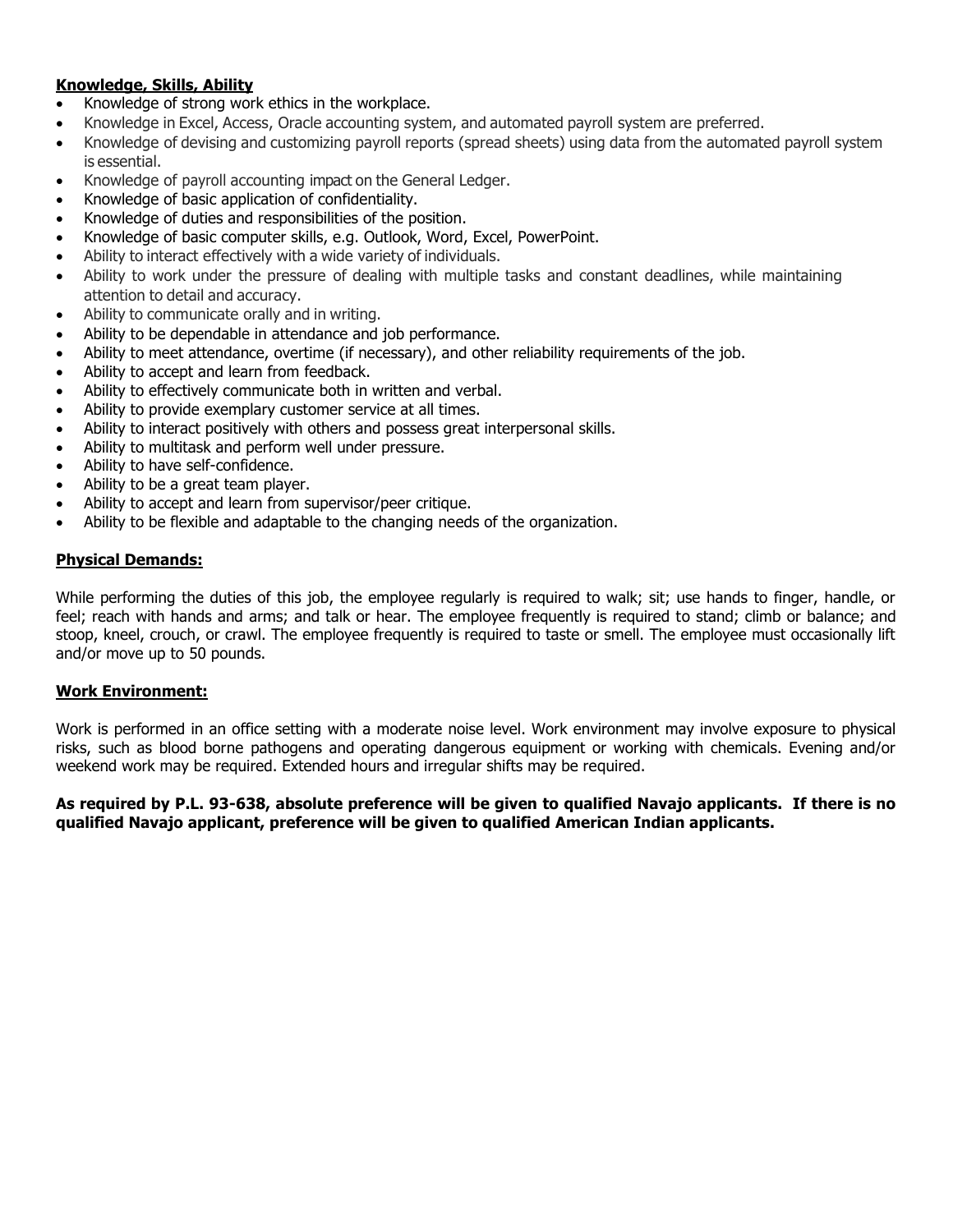**Knowledge, Skills, Ability**

- Knowledge of strong work ethics in the workplace.
- Knowledge in Excel, Access, Oracle accounting system, and automated payroll system are preferred.
- Knowledge of devising and customizing payroll reports (spread sheets) using data from the automated payroll system is essential.
- Knowledge of payroll accounting impact on the General Ledger.
- Knowledge of basic application of confidentiality.
- Knowledge of duties and responsibilities of the position.
- Knowledge of basic computer skills, e.g. Outlook, Word, Excel, PowerPoint.
- Ability to interact effectively with a wide variety of individuals.
- Ability to work under the pressure of dealing with multiple tasks and constant deadlines, while maintaining attention to detail and accuracy.
- Ability to communicate orally and in writing.
- Ability to be dependable in attendance and job performance.
- Ability to meet attendance, overtime (if necessary), and other reliability requirements of the job.
- Ability to accept and learn from feedback.
- Ability to effectively communicate both in written and verbal.
- Ability to provide exemplary customer service at all times.
- Ability to interact positively with others and possess great interpersonal skills.
- Ability to multitask and perform well under pressure.
- Ability to have self-confidence.
- Ability to be a great team player.
- Ability to accept and learn from supervisor/peer critique.
- Ability to be flexible and adaptable to the changing needs of the organization.

**Physical Demands:**

While performing the duties of this job, the employee regularly is required to walk; sit; use hands to finger, handle, or feel; reach with hands and arms; and talk or hear. The employee frequently is required to stand; climb or balance; and stoop, kneel, crouch, or crawl. The employee frequently is required to taste or smell. The employee must occasionally lift and/or move up to 50 pounds.

**Work Environment:**

Work is performed in an office setting with a moderate noise level. Work environment may involve exposure to physical risks, such as blood borne pathogens and operating dangerous equipment or working with chemicals. Evening and/or weekend work may be required. Extended hours and irregular shifts may be required.

**As required by P.L. 93-638, absolute preference will be given to qualified Navajo applicants. If there is no qualified Navajo applicant, preference will be given to qualified American Indian applicants.**